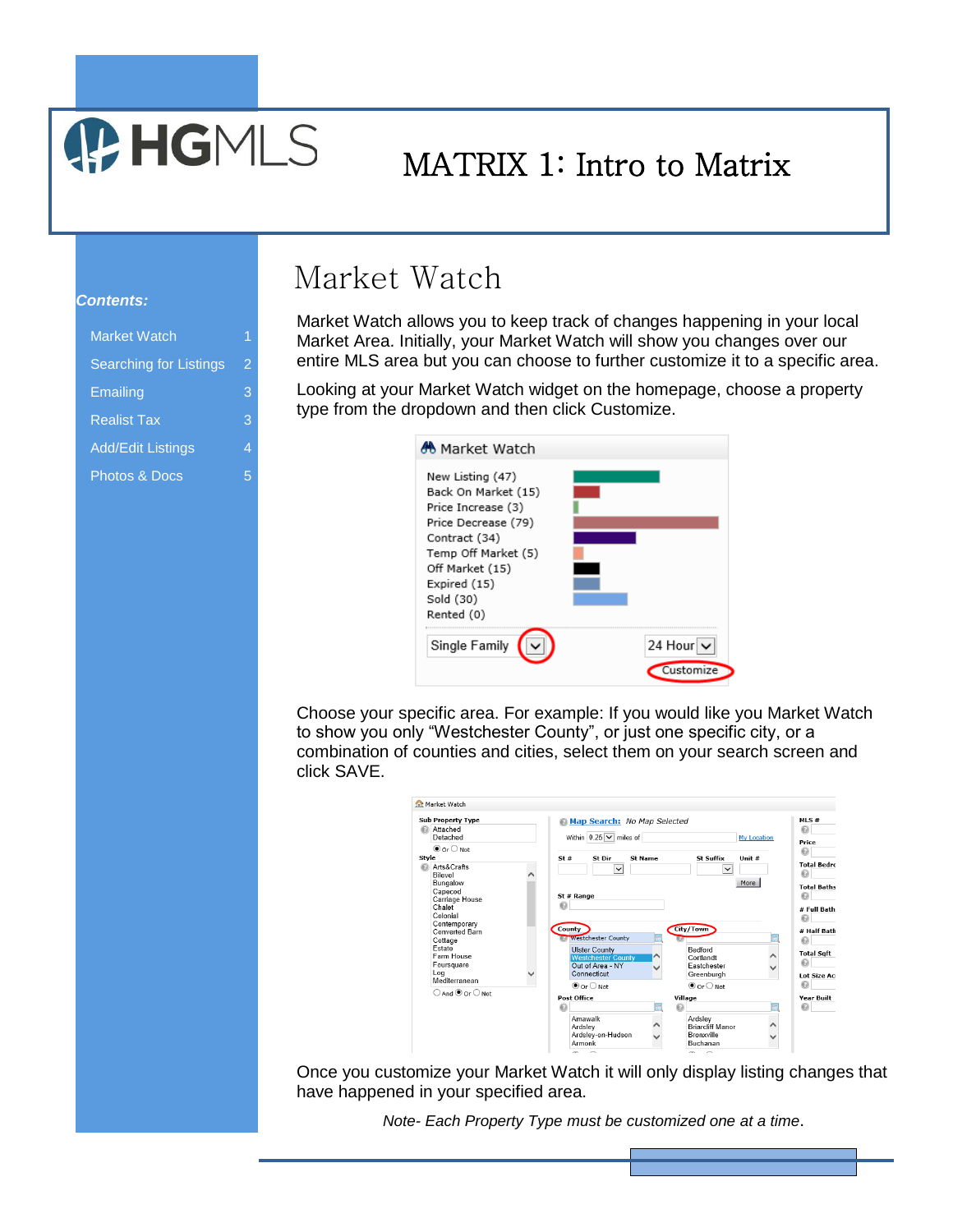# MATRIX 1: Intro to Matrix

*Contents:*

- Market Watch 1
- Searching for Listings 2
- Emailing 3
- Realist Tax 3
- Add/Edit Listings 4
- Photos & Docs 5

## Market Watch

Market Watch allows you to keep track of changes happening in your local Market Area. Initially, your Market Watch will show you changes over our entire MLS area but you can choose to further customize it to a specific area.

Looking at your Market Watch widget on the homepage, choose a property type from the dropdown and then click Customize.

Choose your specific area. For example: If you would like you Market Watch to show you only "Westchester County", or just one specific city, or a combination of counties and cities, select them on your search screen and click SAVE.

Once you customize your Market Watch it will only display listing changes that have happened in your specified area.

*Note- Each Property Type must be customized one at a time*.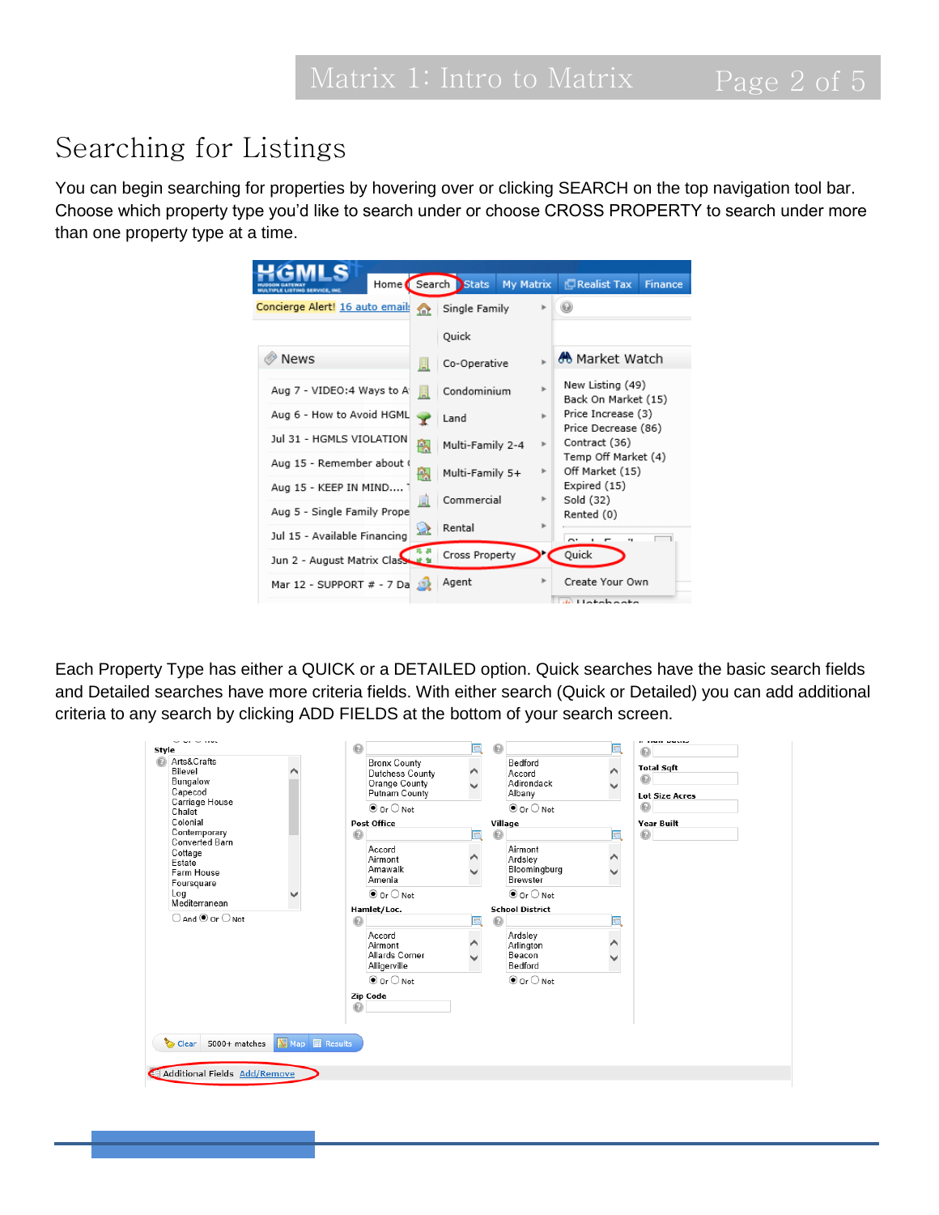# Searching for Listings

You can begin searching for properties by hovering over or clicking SEARCH on the top navigation tool bar. Choose which property type you'd like to search under or choose CROSS PROPERTY to search under more than one property type at a time.

Each Property Type has either a QUICK or a DETAILED option. Quick searches have the basic search fields and Detailed searches have more criteria fields. With either search (Quick or Detailed) you can add additional criteria to any search by clicking ADD FIELDS at the bottom of your search screen.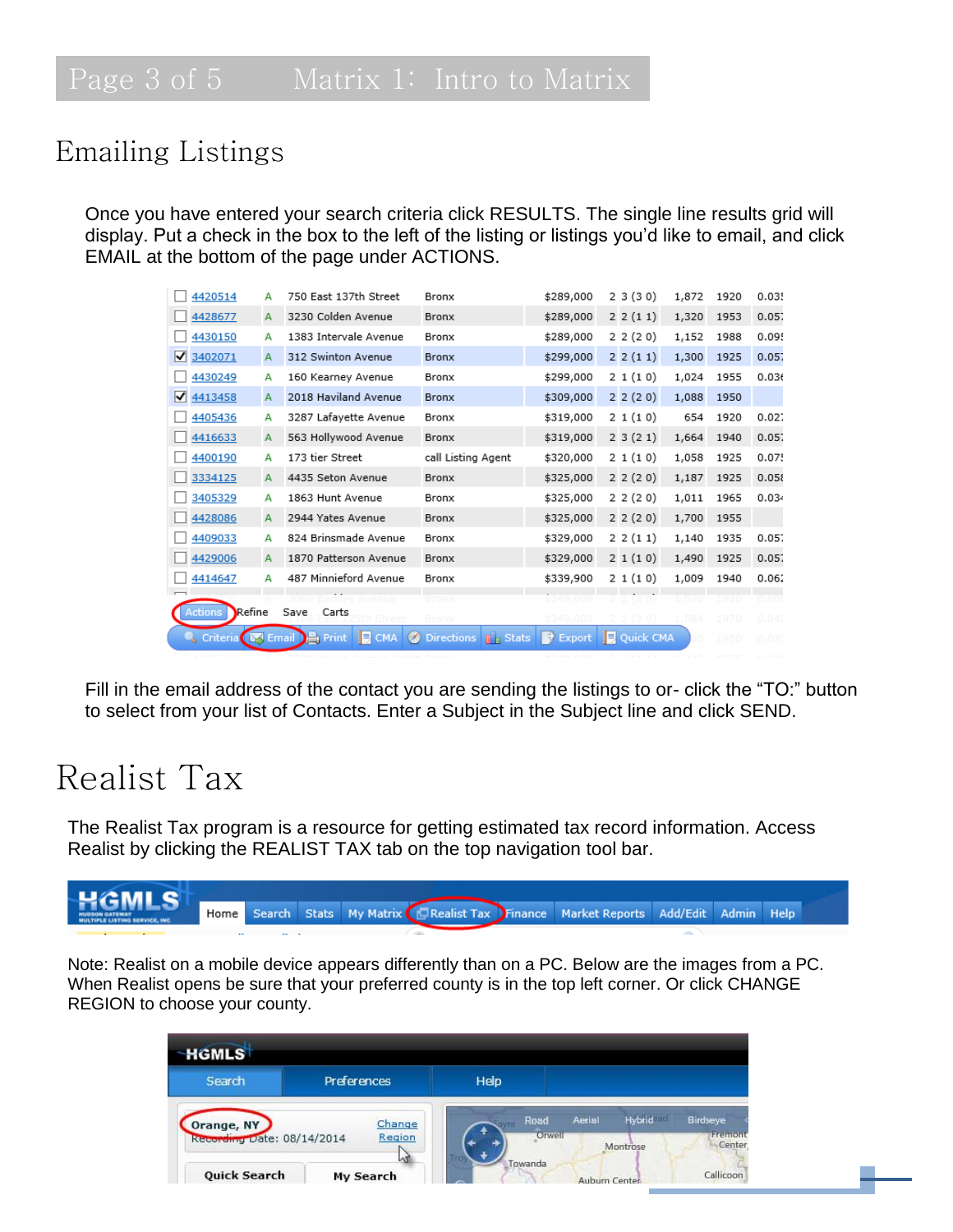# Emailing Listings

Once you have entered your search criteria click RESULTS. The single line results grid will display. Put a check in the box to the left of the listing or listings you'd like to email, and click EMAIL at the bottom of the page under ACTIONS.

Fill in the email address of the contact you are sending the listings to or- click the "TO:" button to select from your list of Contacts. Enter a Subject in the Subject line and click SEND.

# Realist Tax

The Realist Tax program is a resource for getting estimated tax record information. Access Realist by clicking the REALIST TAX tab on the top navigation tool bar.

Note: Realist on a mobile device appears differently than on a PC. Below are the images from a PC. When Realist opens be sure that your preferred county is in the top left corner. Or click CHANGE REGION to choose your county.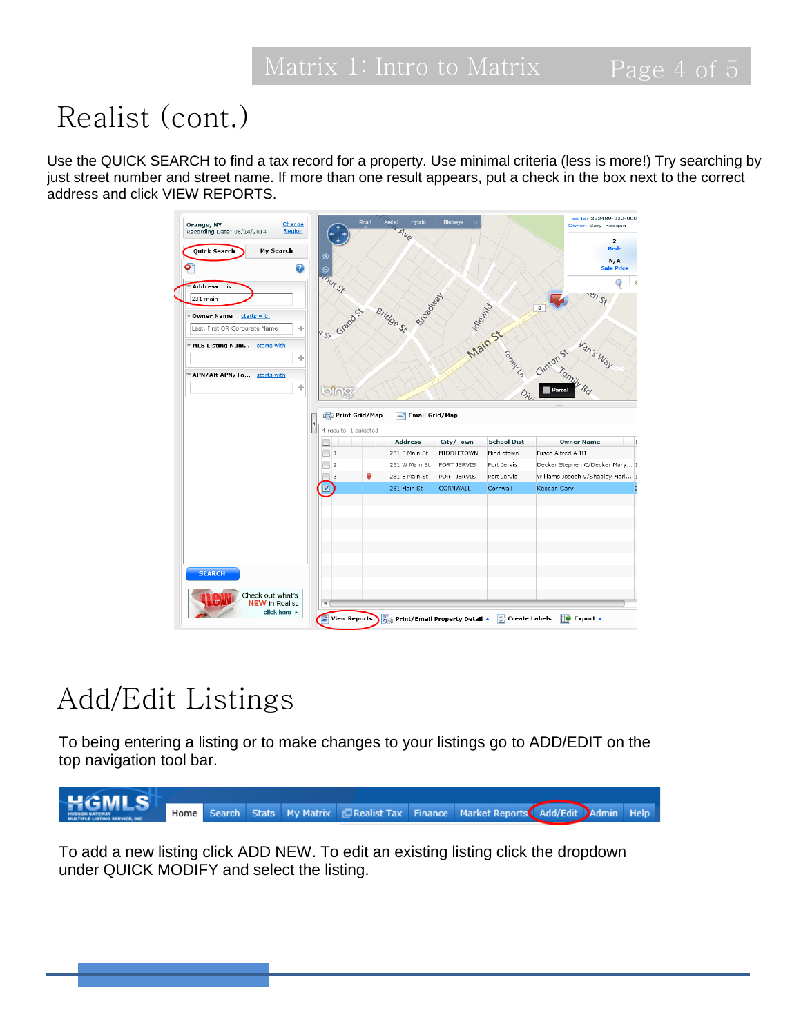# Realist (cont.)

Use the QUICK SEARCH to find a tax record for a property. Use minimal criteria (less is more!) Try searching by just street number and street name. If more than one result appears, put a check in the box next to the correct address and click VIEW REPORTS.

# Add/Edit Listings

To being entering a listing or to make changes to your listings go to ADD/EDIT on the top navigation tool bar.

To add a new listing click ADD NEW. To edit an existing listing click the dropdown under QUICK MODIFY and select the listing.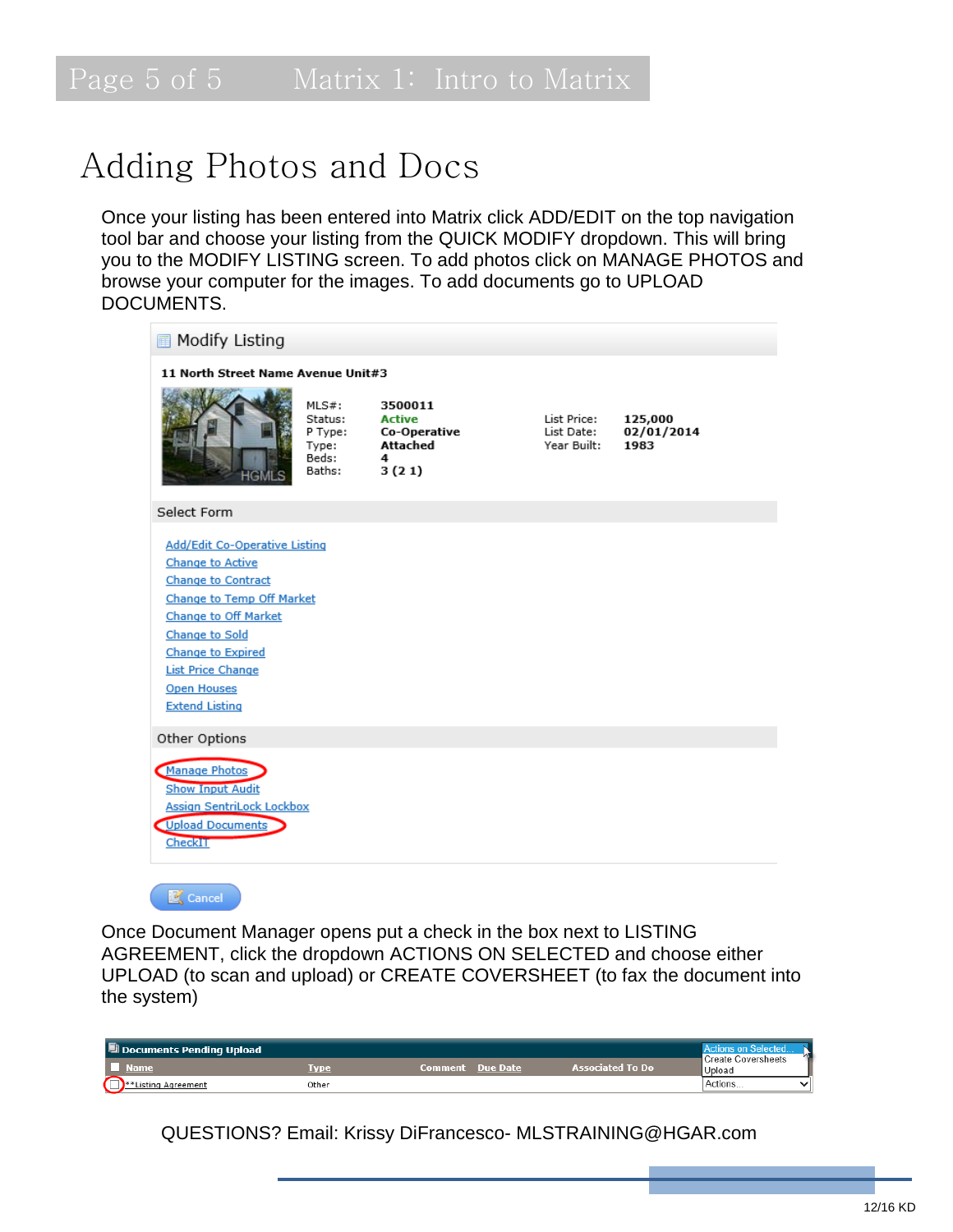# Adding Photos and Docs

Once your listing has been entered into Matrix click ADD/EDIT on the top navigation tool bar and choose your listing from the QUICK MODIFY dropdown. This will bring you to the MODIFY LISTING screen. To add photos click on MANAGE PHOTOS and browse your computer for the images. To add documents go to UPLOAD DOCUMENTS.

Modify Listing

11 North Street Name Avenue Unit#3

MLS#: 3500011
Status: Active
P Type: Co-Operative
Type: Attached
Beds: 4
Baths: 3 (2 1)

List Price: 125,000
List Date: 02/01/2014
Year Built: 1983

Select Form

- Add/Edit Co-Operative Listing
- Change to Active
- Change to Contract
- Change to Temp Off Market
- Change to Off Market
- Change to Sold
- Change to Expired
- List Price Change
- Open Houses
- Extend Listing

Other Options

- Manage Photos
- Show Input Audit
- Assign SentriLock Lockbox
- Upload Documents
- CheckIT

Cancel

Once Document Manager opens put a check in the box next to LISTING AGREEMENT, click the dropdown ACTIONS ON SELECTED and choose either UPLOAD (to scan and upload) or CREATE COVERSHEET (to fax the document into the system)

Documents Pending Upload

| Name | Type | Comment | Due Date | Associated To Do | Actions on Selected... |
|---|---|---|---|---|---|
| **Listing Agreement | Other | | | | Actions... |

Actions on Selected... / Create Coversheets / Upload

QUESTIONS? Email: Krissy DiFrancesco- MLSTRAINING@HGAR.com

12/16 KD